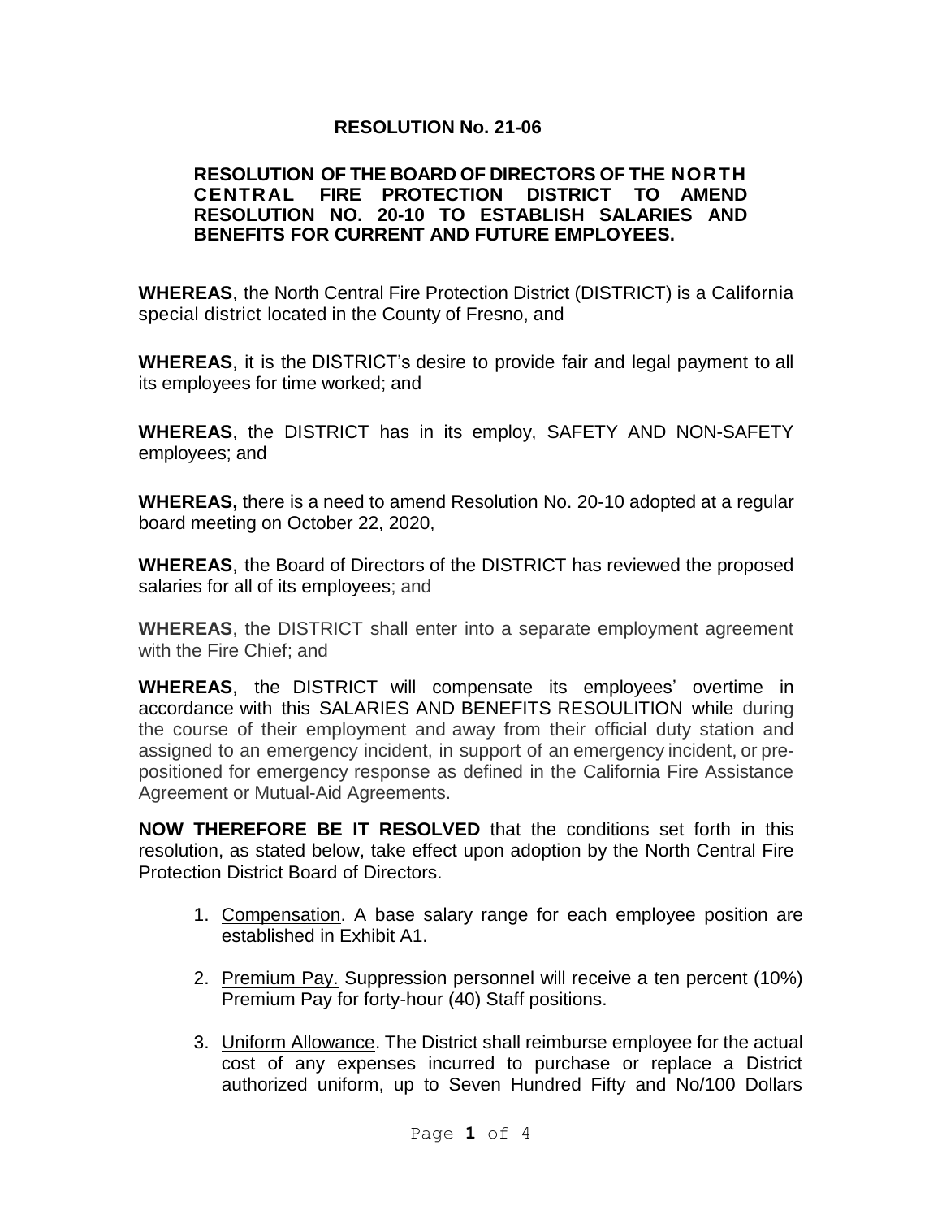# RESOLUTION No. 21-06

## RESOLUTION OF THE BOARD OF DIRECTORS OF THE NORTH CENTRAL FIRE PROTECTION DISTRICT TO AMEND RESOLUTION NO. 20-10 TO ESTABLISH SALARIES AND BENEFITS FOR CURRENT AND FUTURE EMPLOYEES.

**WHEREAS**, the North Central Fire Protection District (DISTRICT) is a California special district located in the County of Fresno, and

**WHEREAS**, it is the DISTRICT's desire to provide fair and legal payment to all its employees for time worked; and

**WHEREAS**, the DISTRICT has in its employ, SAFETY AND NON-SAFETY employees; and

**WHEREAS,** there is a need to amend Resolution No. 20-10 adopted at a regular board meeting on October 22, 2020,

**WHEREAS**, the Board of Directors of the DISTRICT has reviewed the proposed salaries for all of its employees; and

**WHEREAS**, the DISTRICT shall enter into a separate employment agreement with the Fire Chief; and

**WHEREAS**, the DISTRICT will compensate its employees' overtime in accordance with this SALARIES AND BENEFITS RESOULITION while during the course of their employment and away from their official duty station and assigned to an emergency incident, in support of an emergency incident, or pre-positioned for emergency response as defined in the California Fire Assistance Agreement or Mutual-Aid Agreements.

**NOW THEREFORE BE IT RESOLVED** that the conditions set forth in this resolution, as stated below, take effect upon adoption by the North Central Fire Protection District Board of Directors.

1. Compensation. A base salary range for each employee position are established in Exhibit A1.
2. Premium Pay. Suppression personnel will receive a ten percent (10%) Premium Pay for forty-hour (40) Staff positions.
3. Uniform Allowance. The District shall reimburse employee for the actual cost of any expenses incurred to purchase or replace a District authorized uniform, up to Seven Hundred Fifty and No/100 Dollars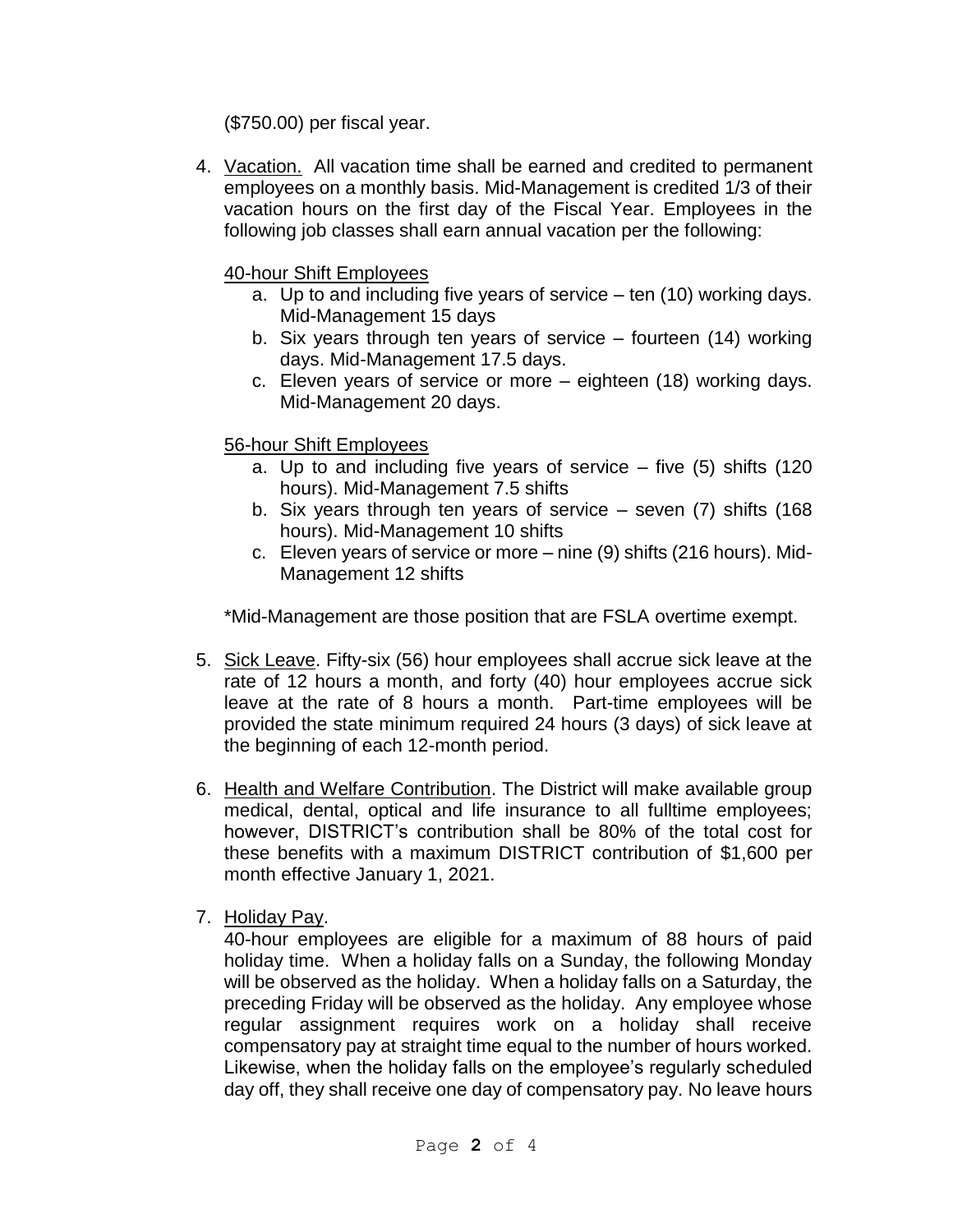($750.00) per fiscal year.

4. Vacation. All vacation time shall be earned and credited to permanent employees on a monthly basis. Mid-Management is credited 1/3 of their vacation hours on the first day of the Fiscal Year. Employees in the following job classes shall earn annual vacation per the following:

   40-hour Shift Employees

   a. Up to and including five years of service – ten (10) working days. Mid-Management 15 days
   b. Six years through ten years of service – fourteen (14) working days. Mid-Management 17.5 days.
   c. Eleven years of service or more – eighteen (18) working days. Mid-Management 20 days.

   56-hour Shift Employees

   a. Up to and including five years of service – five (5) shifts (120 hours). Mid-Management 7.5 shifts
   b. Six years through ten years of service – seven (7) shifts (168 hours). Mid-Management 10 shifts
   c. Eleven years of service or more – nine (9) shifts (216 hours). Mid-Management 12 shifts

   *Mid-Management are those position that are FSLA overtime exempt.

5. Sick Leave. Fifty-six (56) hour employees shall accrue sick leave at the rate of 12 hours a month, and forty (40) hour employees accrue sick leave at the rate of 8 hours a month. Part-time employees will be provided the state minimum required 24 hours (3 days) of sick leave at the beginning of each 12-month period.

6. Health and Welfare Contribution. The District will make available group medical, dental, optical and life insurance to all fulltime employees; however, DISTRICT's contribution shall be 80% of the total cost for these benefits with a maximum DISTRICT contribution of $1,600 per month effective January 1, 2021.

7. Holiday Pay.
   40-hour employees are eligible for a maximum of 88 hours of paid holiday time. When a holiday falls on a Sunday, the following Monday will be observed as the holiday. When a holiday falls on a Saturday, the preceding Friday will be observed as the holiday. Any employee whose regular assignment requires work on a holiday shall receive compensatory pay at straight time equal to the number of hours worked. Likewise, when the holiday falls on the employee's regularly scheduled day off, they shall receive one day of compensatory pay. No leave hours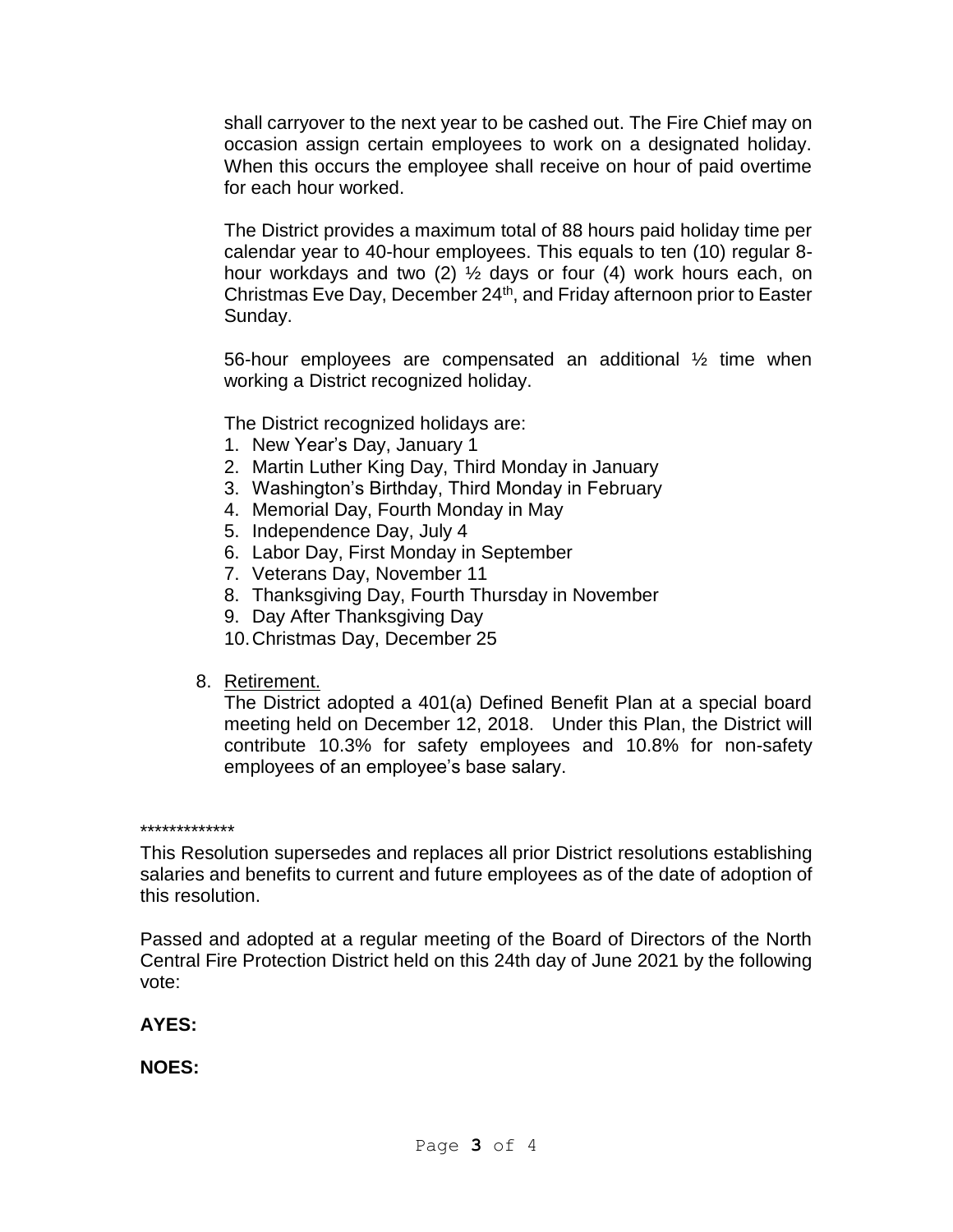shall carryover to the next year to be cashed out. The Fire Chief may on occasion assign certain employees to work on a designated holiday. When this occurs the employee shall receive on hour of paid overtime for each hour worked.

The District provides a maximum total of 88 hours paid holiday time per calendar year to 40-hour employees. This equals to ten (10) regular 8-hour workdays and two (2) ½ days or four (4) work hours each, on Christmas Eve Day, December 24th, and Friday afternoon prior to Easter Sunday.

56-hour employees are compensated an additional ½ time when working a District recognized holiday.

The District recognized holidays are:

1. New Year's Day, January 1
2. Martin Luther King Day, Third Monday in January
3. Washington's Birthday, Third Monday in February
4. Memorial Day, Fourth Monday in May
5. Independence Day, July 4
6. Labor Day, First Monday in September
7. Veterans Day, November 11
8. Thanksgiving Day, Fourth Thursday in November
9. Day After Thanksgiving Day
10. Christmas Day, December 25

8. <u>Retirement.</u>
   The District adopted a 401(a) Defined Benefit Plan at a special board meeting held on December 12, 2018. Under this Plan, the District will contribute 10.3% for safety employees and 10.8% for non-safety employees of an employee's base salary.

*************

This Resolution supersedes and replaces all prior District resolutions establishing salaries and benefits to current and future employees as of the date of adoption of this resolution.

Passed and adopted at a regular meeting of the Board of Directors of the North Central Fire Protection District held on this 24th day of June 2021 by the following vote:

**AYES:**

**NOES:**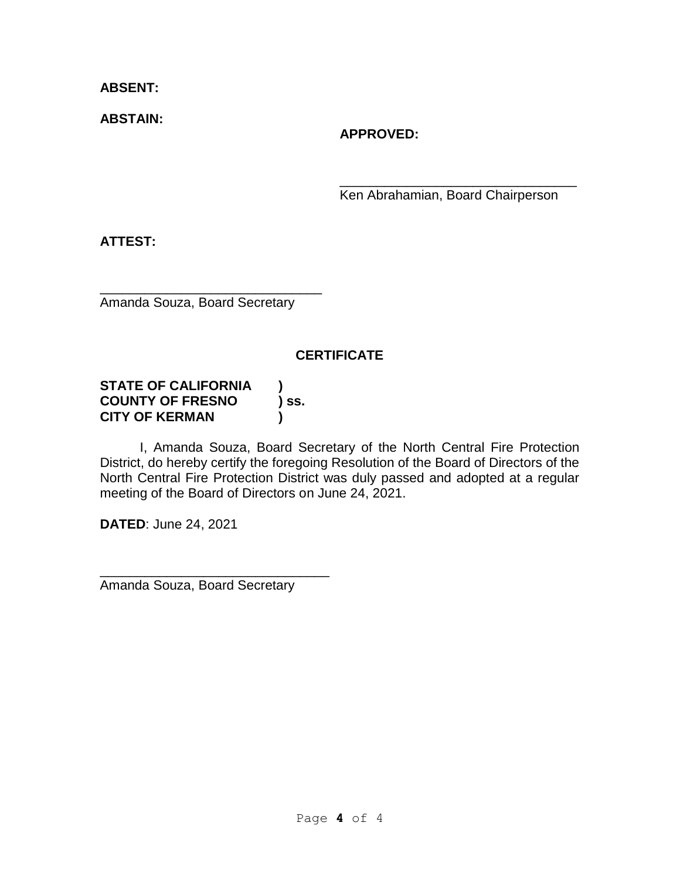**ABSENT:**

**ABSTAIN:**

**APPROVED:**

\_\_\_\_\_\_\_\_\_\_\_\_\_\_\_\_\_\_\_\_\_\_\_\_\_\_\_\_\_\_\_\_
Ken Abrahamian, Board Chairperson

**ATTEST:**

\_\_\_\_\_\_\_\_\_\_\_\_\_\_\_\_\_\_\_\_\_\_\_\_\_\_\_\_\_\_
Amanda Souza, Board Secretary

**CERTIFICATE**

**STATE OF CALIFORNIA )**
**COUNTY OF FRESNO ) ss.**
**CITY OF KERMAN )**

I, Amanda Souza, Board Secretary of the North Central Fire Protection District, do hereby certify the foregoing Resolution of the Board of Directors of the North Central Fire Protection District was duly passed and adopted at a regular meeting of the Board of Directors on June 24, 2021.

**DATED**: June 24, 2021

\_\_\_\_\_\_\_\_\_\_\_\_\_\_\_\_\_\_\_\_\_\_\_\_\_\_\_\_\_\_\_
Amanda Souza, Board Secretary